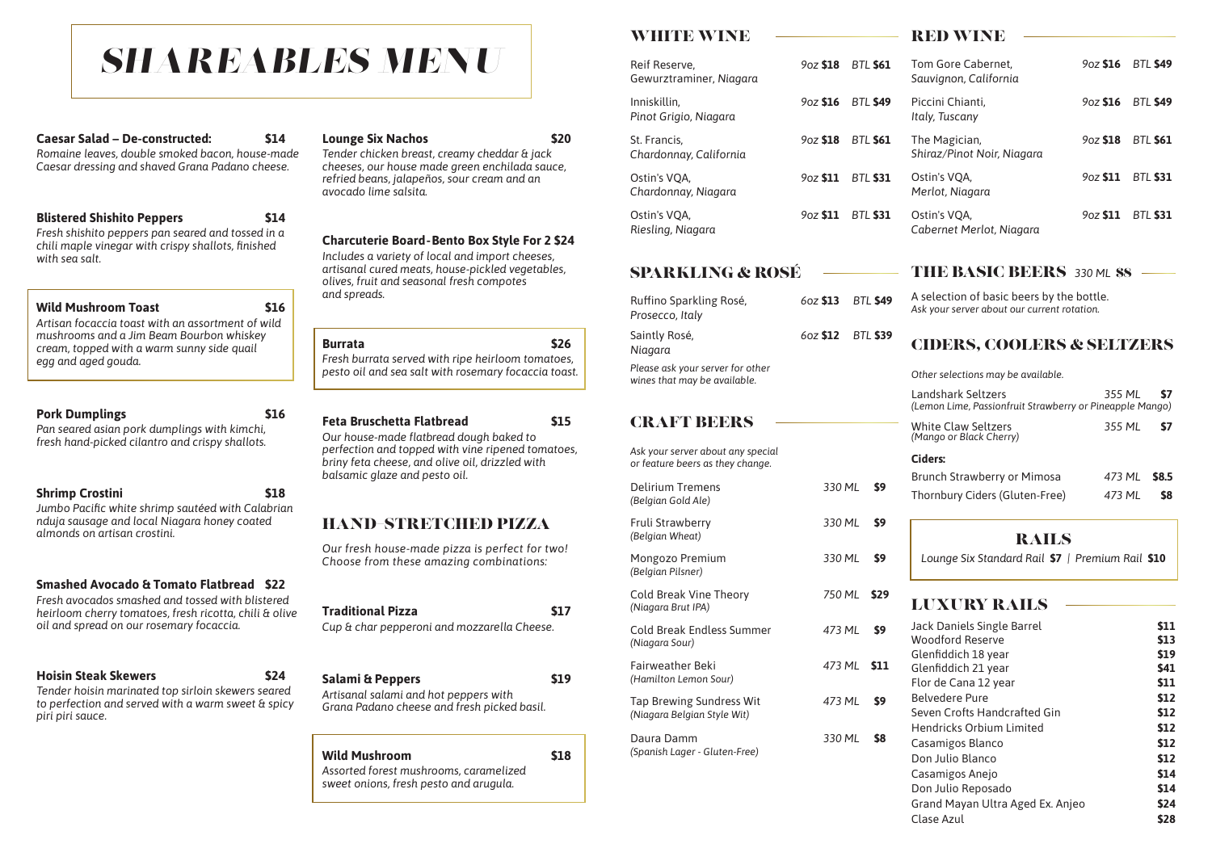# SHAREABLES MENU

**Caesar Salad – De-constructed:** **$14**
*Romaine leaves, double smoked bacon, house-made Caesar dressing and shaved Grana Padano cheese.*

**Blistered Shishito Peppers** **$14**
*Fresh shishito peppers pan seared and tossed in a chili maple vinegar with crispy shallots, finished with sea salt.*

**Wild Mushroom Toast** **$16**
*Artisan focaccia toast with an assortment of wild mushrooms and a Jim Beam Bourbon whiskey cream, topped with a warm sunny side quail egg and aged gouda.*

**Pork Dumplings** **$16**
*Pan seared asian pork dumplings with kimchi, fresh hand-picked cilantro and crispy shallots.*

**Shrimp Crostini** **$18**
*Jumbo Pacific white shrimp sautéed with Calabrian nduja sausage and local Niagara honey coated almonds on artisan crostini.*

**Smashed Avocado & Tomato Flatbread** **$22**
*Fresh avocados smashed and tossed with blistered heirloom cherry tomatoes, fresh ricotta, chili & olive oil and spread on our rosemary focaccia.*

**Hoisin Steak Skewers** **$24**
*Tender hoisin marinated top sirloin skewers seared to perfection and served with a warm sweet & spicy piri piri sauce.*

**Lounge Six Nachos** **$20**
*Tender chicken breast, creamy cheddar & jack cheeses, our house made green enchilada sauce, refried beans, jalapeños, sour cream and an avocado lime salsita.*

**Charcuterie Board-Bento Box Style For 2 $24**
*Includes a variety of local and import cheeses, artisanal cured meats, house-pickled vegetables, olives, fruit and seasonal fresh compotes and spreads.*

**Burrata** **$26**
*Fresh burrata served with ripe heirloom tomatoes, pesto oil and sea salt with rosemary focaccia toast.*

**Feta Bruschetta Flatbread** **$15**
*Our house-made flatbread dough baked to perfection and topped with vine ripened tomatoes, briny feta cheese, and olive oil, drizzled with balsamic glaze and pesto oil.*

## HAND-STRETCHED PIZZA

*Our fresh house-made pizza is perfect for two! Choose from these amazing combinations:*

**Traditional Pizza** **$17**
*Cup & char pepperoni and mozzarella Cheese.*

**Salami & Peppers** **$19**
*Artisanal salami and hot peppers with Grana Padano cheese and fresh picked basil.*

**Wild Mushroom** **$18**
*Assorted forest mushrooms, caramelized sweet onions, fresh pesto and arugula.*

## WHITE WINE

| Wine | 9oz | BTL |
|---|---|---|
| Reif Reserve, *Gewurztraminer, Niagara* | **$18** | **$61** |
| Inniskillin, *Pinot Grigio, Niagara* | **$16** | **$49** |
| St. Francis, *Chardonnay, California* | **$18** | **$61** |
| Ostin's VQA, *Chardonnay, Niagara* | **$11** | **$31** |
| Ostin's VQA, *Riesling, Niagara* | **$11** | **$31** |

## SPARKLING & ROSÉ

| Wine | 6oz | BTL |
|---|---|---|
| Ruffino Sparkling Rosé, *Prosecco, Italy* | **$13** | **$49** |
| Saintly Rosé, *Niagara* | **$12** | **$39** |

*Please ask your server for other wines that may be available.*

## CRAFT BEERS

*Ask your server about any special or feature beers as they change.*

| Beer | Size | Price |
|---|---|---|
| Delirium Tremens *(Belgian Gold Ale)* | 330 ML | **$9** |
| Fruli Strawberry *(Belgian Wheat)* | 330 ML | **$9** |
| Mongozo Premium *(Belgian Pilsner)* | 330 ML | **$9** |
| Cold Break Vine Theory *(Niagara Brut IPA)* | 750 ML | **$29** |
| Cold Break Endless Summer *(Niagara Sour)* | 473 ML | **$9** |
| Fairweather Beki *(Hamilton Lemon Sour)* | 473 ML | **$11** |
| Tap Brewing Sundress Wit *(Niagara Belgian Style Wit)* | 473 ML | **$9** |
| Daura Damm *(Spanish Lager - Gluten-Free)* | 330 ML | **$8** |

## RED WINE

| Wine | 9oz | BTL |
|---|---|---|
| Tom Gore Cabernet, *Sauvignon, California* | **$16** | **$49** |
| Piccini Chianti, *Italy, Tuscany* | **$16** | **$49** |
| The Magician, *Shiraz/Pinot Noir, Niagara* | **$18** | **$61** |
| Ostin's VQA, *Merlot, Niagara* | **$11** | **$31** |
| Ostin's VQA, *Cabernet Merlot, Niagara* | **$11** | **$31** |

## THE BASIC BEERS *330 ML* $8

A selection of basic beers by the bottle.
*Ask your server about our current rotation.*

## CIDERS, COOLERS & SELTZERS

*Other selections may be available.*

| Item | Size | Price |
|---|---|---|
| Landshark Seltzers *(Lemon Lime, Passionfruit Strawberry or Pineapple Mango)* | 355 ML | **$7** |
| White Claw Seltzers *(Mango or Black Cherry)* | 355 ML | **$7** |

**Ciders:**

| Item | Size | Price |
|---|---|---|
| Brunch Strawberry or Mimosa | 473 ML | **$8.5** |
| Thornbury Ciders (Gluten-Free) | 473 ML | **$8** |

## RAILS

*Lounge Six Standard Rail* **$7** | *Premium Rail* **$10**

## LUXURY RAILS

| Spirit | Price |
|---|---|
| Jack Daniels Single Barrel | **$11** |
| Woodford Reserve | **$13** |
| Glenfiddich 18 year | **$19** |
| Glenfiddich 21 year | **$41** |
| Flor de Cana 12 year | **$11** |
| Belvedere Pure | **$12** |
| Seven Crofts Handcrafted Gin | **$12** |
| Hendricks Orbium Limited | **$12** |
| Casamigos Blanco | **$12** |
| Don Julio Blanco | **$12** |
| Casamigos Anejo | **$14** |
| Don Julio Reposado | **$14** |
| Grand Mayan Ultra Aged Ex. Anjeo | **$24** |
| Clase Azul | **$28** |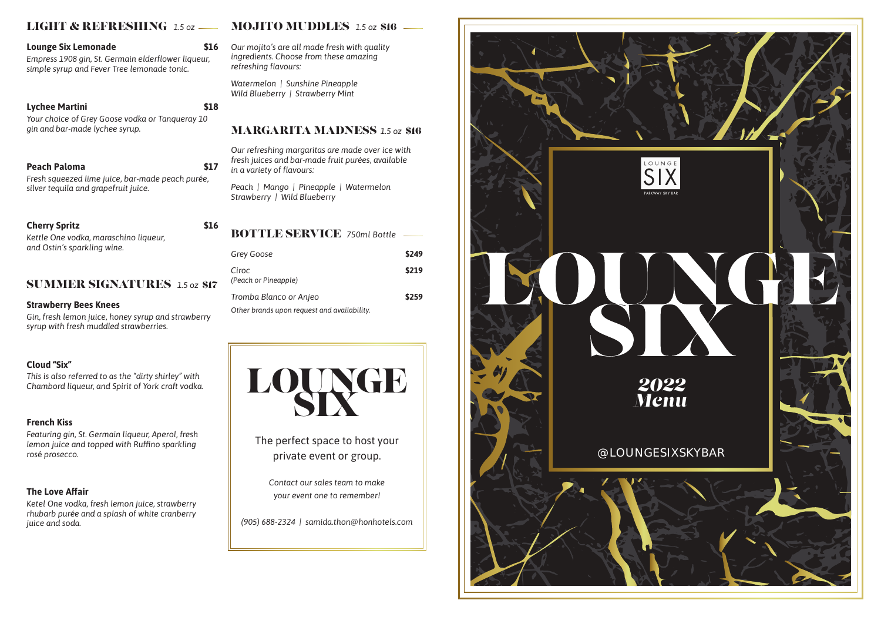## LIGHT & REFRESHING *1.5 oz*

**Lounge Six Lemonade** **$16**

*Empress 1908 gin, St. Germain elderflower liqueur, simple syrup and Fever Tree lemonade tonic.*

**Lychee Martini** **$18**

*Your choice of Grey Goose vodka or Tanqueray 10 gin and bar-made lychee syrup.*

**Peach Paloma** **$17**

*Fresh squeezed lime juice, bar-made peach purée, silver tequila and grapefruit juice.*

**Cherry Spritz** **$16**

*Kettle One vodka, maraschino liqueur, and Ostin's sparkling wine.*

## SUMMER SIGNATURES *1.5 oz* $17

**Strawberry Bees Knees**

*Gin, fresh lemon juice, honey syrup and strawberry syrup with fresh muddled strawberries.*

**Cloud "Six"**

*This is also referred to as the "dirty shirley" with Chambord liqueur, and Spirit of York craft vodka.*

**French Kiss**

*Featuring gin, St. Germain liqueur, Aperol, fresh lemon juice and topped with Ruffino sparkling rosé prosecco.*

**The Love Affair**

*Ketel One vodka, fresh lemon juice, strawberry rhubarb purée and a splash of white cranberry juice and soda.*

## MOJITO MUDDLES *1.5 oz* $16

*Our mojito's are all made fresh with quality ingredients. Choose from these amazing refreshing flavours:*

*Watermelon | Sunshine Pineapple*
*Wild Blueberry | Strawberry Mint*

## MARGARITA MADNESS *1.5 oz* $16

*Our refreshing margaritas are made over ice with fresh juices and bar-made fruit purées, available in a variety of flavours:*

*Peach | Mango | Pineapple | Watermelon*
*Strawberry | Wild Blueberry*

## BOTTLE SERVICE *750ml Bottle*

| | |
|---|---|
| *Grey Goose* | **$249** |
| *Ciroc* *(Peach or Pineapple)* | **$219** |
| *Tromba Blanco or Anjeo* | **$259** |

*Other brands upon request and availability.*

# LOUNGE SIX

The perfect space to host your private event or group.

*Contact our sales team to make your event one to remember!*

*(905) 688-2324 | samida.thon@honhotels.com*

LOUNGE SIX
PARKWAY SKY BAR

# LOUNGE SIX

*2022 Menu*

@LOUNGESIXSKYBAR